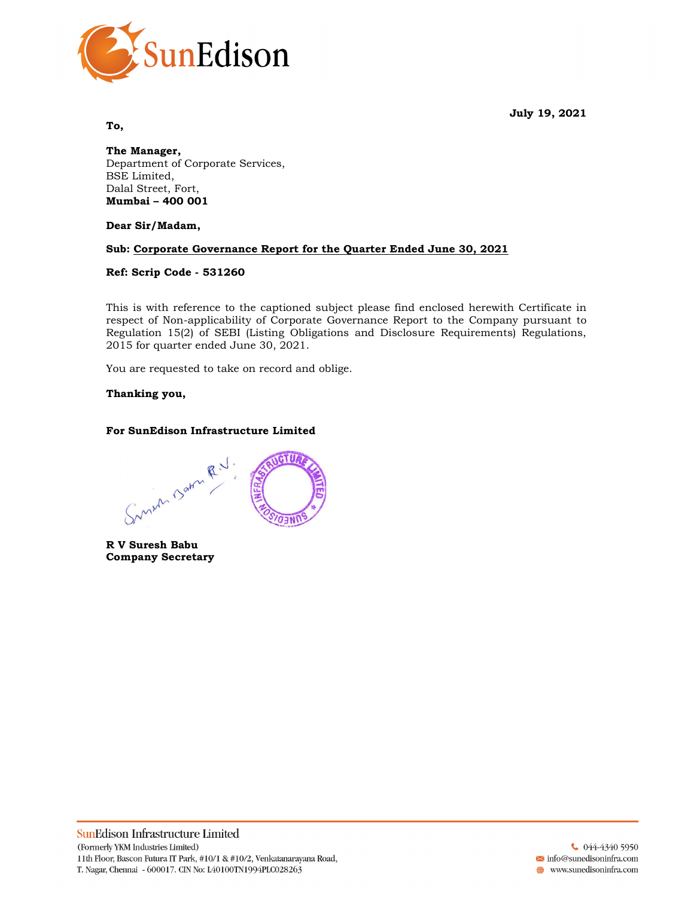**July 19, 2021**

**To,**

**The Manager,**
Department of Corporate Services,
BSE Limited,
Dalal Street, Fort,
**Mumbai – 400 001**

**Dear Sir/Madam,**

**Sub: Corporate Governance Report for the Quarter Ended June 30, 2021**

**Ref: Scrip Code - 531260**

This is with reference to the captioned subject please find enclosed herewith Certificate in respect of Non-applicability of Corporate Governance Report to the Company pursuant to Regulation 15(2) of SEBI (Listing Obligations and Disclosure Requirements) Regulations, 2015 for quarter ended June 30, 2021.

You are requested to take on record and oblige.

**Thanking you,**

**For SunEdison Infrastructure Limited**

**R V Suresh Babu**
**Company Secretary**

SunEdison Infrastructure Limited
(Formerly YKM Industries Limited)
11th Floor, Bascon Futura IT Park, #10/1 & #10/2, Venkatanarayana Road,
T. Nagar, Chennai - 600017. CIN No: L40100TN1994PLC028263

044-4340 5950
info@sunedisoninfra.com
www.sunedisoninfra.com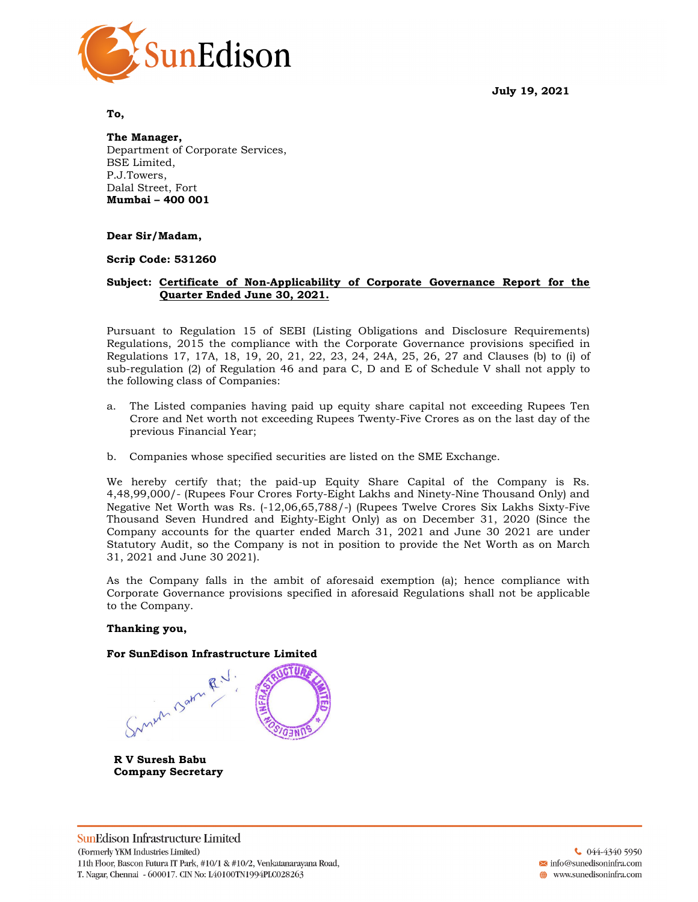July 19, 2021

**To,**

**The Manager,**
Department of Corporate Services,
BSE Limited,
P.J.Towers,
Dalal Street, Fort
**Mumbai – 400 001**

**Dear Sir/Madam,**

**Scrip Code: 531260**

**Subject: Certificate of Non-Applicability of Corporate Governance Report for the Quarter Ended June 30, 2021.**

Pursuant to Regulation 15 of SEBI (Listing Obligations and Disclosure Requirements) Regulations, 2015 the compliance with the Corporate Governance provisions specified in Regulations 17, 17A, 18, 19, 20, 21, 22, 23, 24, 24A, 25, 26, 27 and Clauses (b) to (i) of sub-regulation (2) of Regulation 46 and para C, D and E of Schedule V shall not apply to the following class of Companies:

a. The Listed companies having paid up equity share capital not exceeding Rupees Ten Crore and Net worth not exceeding Rupees Twenty-Five Crores as on the last day of the previous Financial Year;

b. Companies whose specified securities are listed on the SME Exchange.

We hereby certify that; the paid-up Equity Share Capital of the Company is Rs. 4,48,99,000/- (Rupees Four Crores Forty-Eight Lakhs and Ninety-Nine Thousand Only) and Negative Net Worth was Rs. (-12,06,65,788/-) (Rupees Twelve Crores Six Lakhs Sixty-Five Thousand Seven Hundred and Eighty-Eight Only) as on December 31, 2020 (Since the Company accounts for the quarter ended March 31, 2021 and June 30 2021 are under Statutory Audit, so the Company is not in position to provide the Net Worth as on March 31, 2021 and June 30 2021).

As the Company falls in the ambit of aforesaid exemption (a); hence compliance with Corporate Governance provisions specified in aforesaid Regulations shall not be applicable to the Company.

**Thanking you,**

**For SunEdison Infrastructure Limited**

**R V Suresh Babu**
**Company Secretary**

SunEdison Infrastructure Limited
(Formerly YKM Industries Limited)
11th Floor, Bascon Futura IT Park, #10/1 & #10/2, Venkatanarayana Road,
T. Nagar, Chennai - 600017. CIN No: L40100TN1994PLC028263

044-4340 5950
info@sunedisoninfra.com
www.sunedisoninfra.com